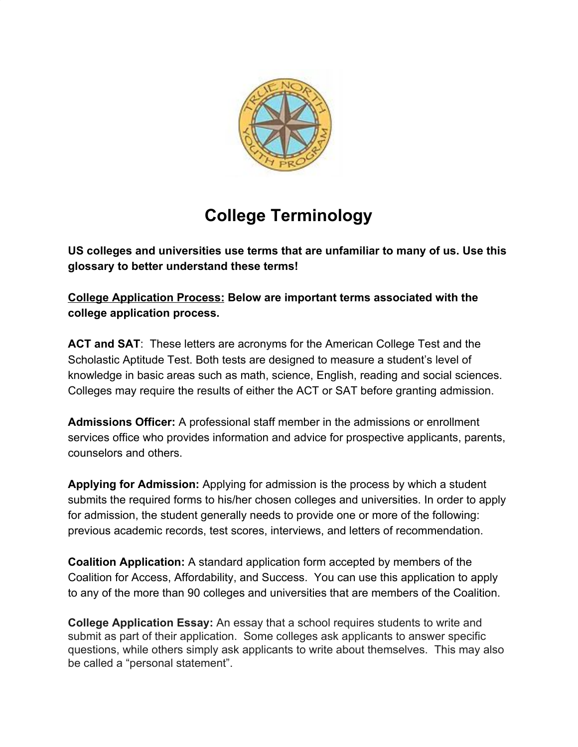# College Terminology

**US colleges and universities use terms that are unfamiliar to many of us. Use this glossary to better understand these terms!**

**<u>College Application Process:</u> Below are important terms associated with the college application process.**

**ACT and SAT**: These letters are acronyms for the American College Test and the Scholastic Aptitude Test. Both tests are designed to measure a student's level of knowledge in basic areas such as math, science, English, reading and social sciences. Colleges may require the results of either the ACT or SAT before granting admission.

**Admissions Officer:** A professional staff member in the admissions or enrollment services office who provides information and advice for prospective applicants, parents, counselors and others.

**Applying for Admission:** Applying for admission is the process by which a student submits the required forms to his/her chosen colleges and universities. In order to apply for admission, the student generally needs to provide one or more of the following: previous academic records, test scores, interviews, and letters of recommendation.

**Coalition Application:** A standard application form accepted by members of the Coalition for Access, Affordability, and Success. You can use this application to apply to any of the more than 90 colleges and universities that are members of the Coalition.

**College Application Essay:** An essay that a school requires students to write and submit as part of their application. Some colleges ask applicants to answer specific questions, while others simply ask applicants to write about themselves. This may also be called a "personal statement".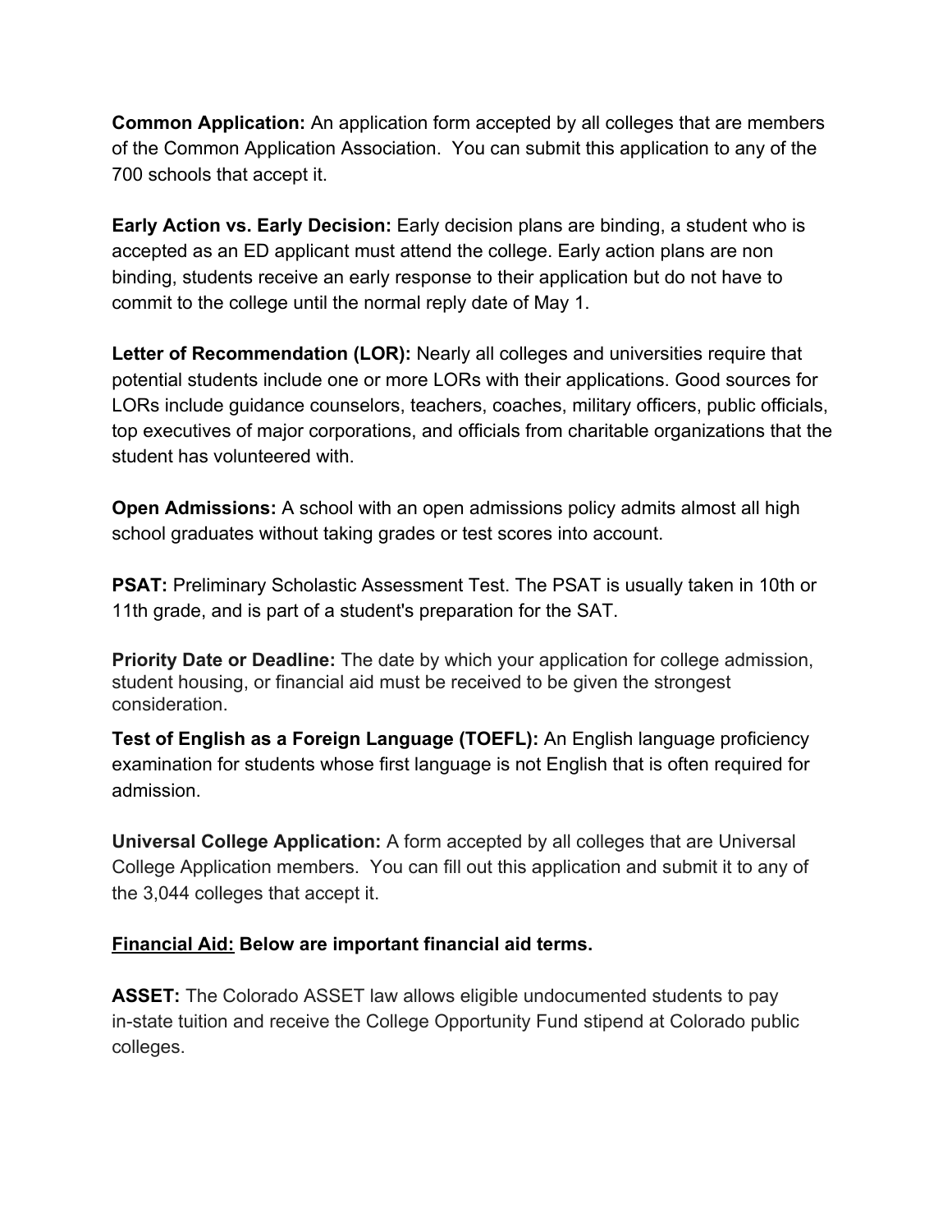**Common Application:** An application form accepted by all colleges that are members of the Common Application Association. You can submit this application to any of the 700 schools that accept it.

**Early Action vs. Early Decision:** Early decision plans are binding, a student who is accepted as an ED applicant must attend the college. Early action plans are non binding, students receive an early response to their application but do not have to commit to the college until the normal reply date of May 1.

**Letter of Recommendation (LOR):** Nearly all colleges and universities require that potential students include one or more LORs with their applications. Good sources for LORs include guidance counselors, teachers, coaches, military officers, public officials, top executives of major corporations, and officials from charitable organizations that the student has volunteered with.

**Open Admissions:** A school with an open admissions policy admits almost all high school graduates without taking grades or test scores into account.

**PSAT:** Preliminary Scholastic Assessment Test. The PSAT is usually taken in 10th or 11th grade, and is part of a student's preparation for the SAT.

**Priority Date or Deadline:** The date by which your application for college admission, student housing, or financial aid must be received to be given the strongest consideration.

**Test of English as a Foreign Language (TOEFL):** An English language proficiency examination for students whose first language is not English that is often required for admission.

**Universal College Application:** A form accepted by all colleges that are Universal College Application members. You can fill out this application and submit it to any of the 3,044 colleges that accept it.

<u>**Financial Aid:**</u> **Below are important financial aid terms.**

**ASSET:** The Colorado ASSET law allows eligible undocumented students to pay in-state tuition and receive the College Opportunity Fund stipend at Colorado public colleges.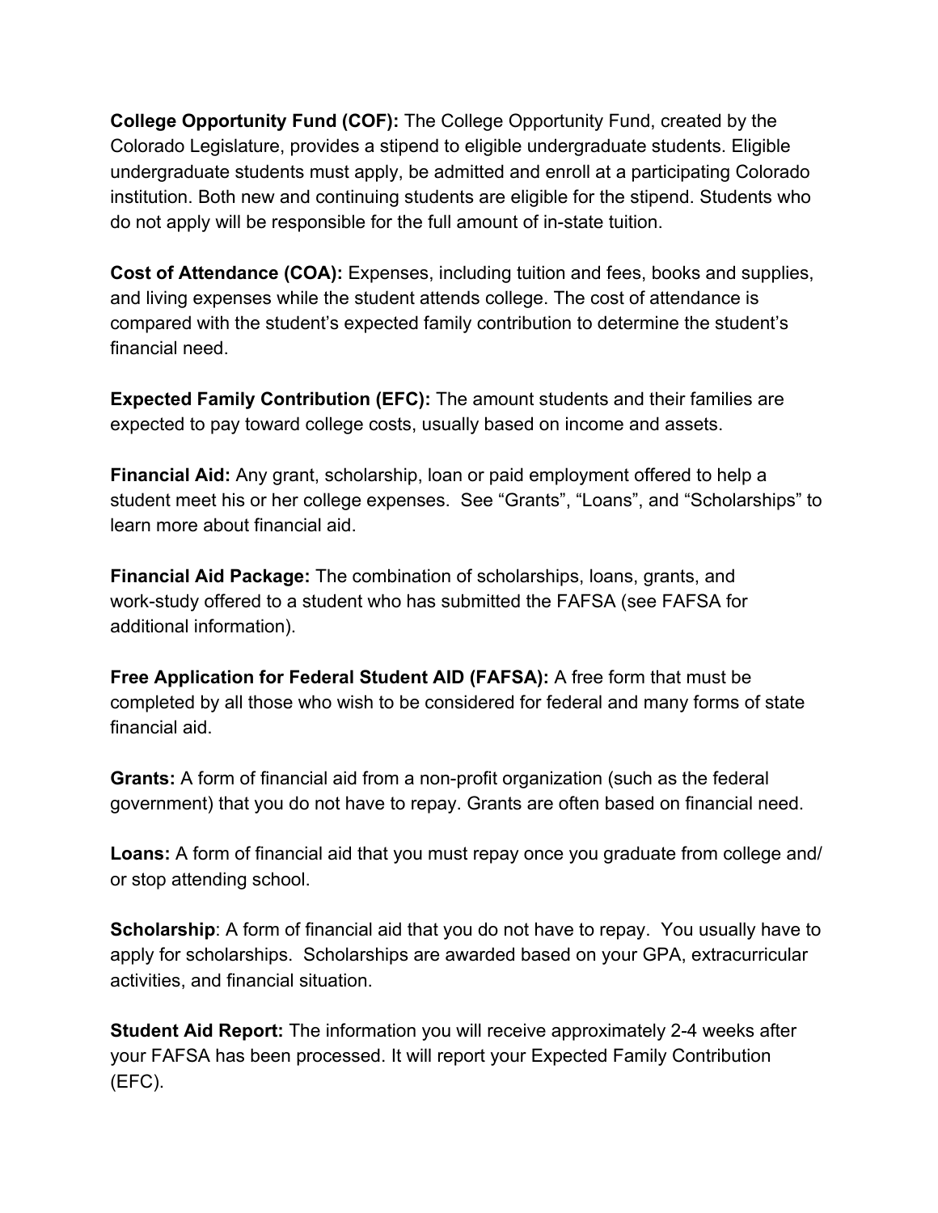**College Opportunity Fund (COF):** The College Opportunity Fund, created by the Colorado Legislature, provides a stipend to eligible undergraduate students. Eligible undergraduate students must apply, be admitted and enroll at a participating Colorado institution. Both new and continuing students are eligible for the stipend. Students who do not apply will be responsible for the full amount of in-state tuition.

**Cost of Attendance (COA):** Expenses, including tuition and fees, books and supplies, and living expenses while the student attends college. The cost of attendance is compared with the student's expected family contribution to determine the student's financial need.

**Expected Family Contribution (EFC):** The amount students and their families are expected to pay toward college costs, usually based on income and assets.

**Financial Aid:** Any grant, scholarship, loan or paid employment offered to help a student meet his or her college expenses. See "Grants", "Loans", and "Scholarships" to learn more about financial aid.

**Financial Aid Package:** The combination of scholarships, loans, grants, and work-study offered to a student who has submitted the FAFSA (see FAFSA for additional information).

**Free Application for Federal Student AID (FAFSA):** A free form that must be completed by all those who wish to be considered for federal and many forms of state financial aid.

**Grants:** A form of financial aid from a non-profit organization (such as the federal government) that you do not have to repay. Grants are often based on financial need.

**Loans:** A form of financial aid that you must repay once you graduate from college and/ or stop attending school.

**Scholarship**: A form of financial aid that you do not have to repay. You usually have to apply for scholarships. Scholarships are awarded based on your GPA, extracurricular activities, and financial situation.

**Student Aid Report:** The information you will receive approximately 2-4 weeks after your FAFSA has been processed. It will report your Expected Family Contribution (EFC).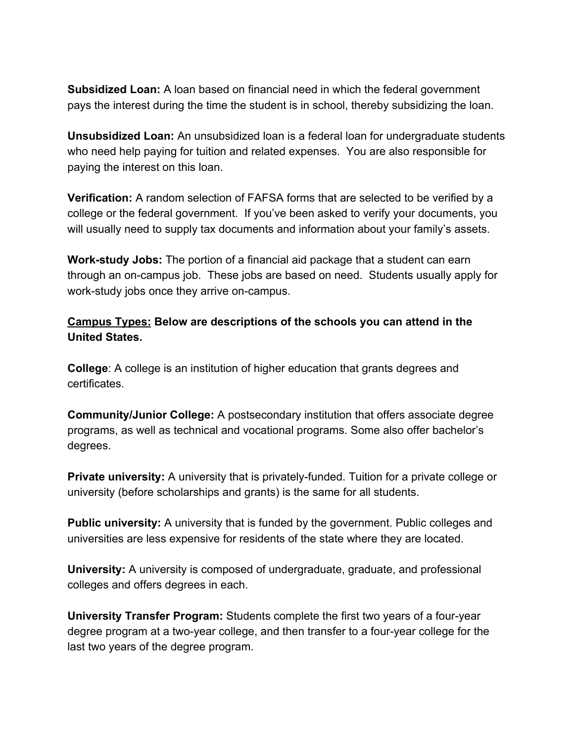**Subsidized Loan:** A loan based on financial need in which the federal government pays the interest during the time the student is in school, thereby subsidizing the loan.

**Unsubsidized Loan:** An unsubsidized loan is a federal loan for undergraduate students who need help paying for tuition and related expenses. You are also responsible for paying the interest on this loan.

**Verification:** A random selection of FAFSA forms that are selected to be verified by a college or the federal government. If you've been asked to verify your documents, you will usually need to supply tax documents and information about your family's assets.

**Work-study Jobs:** The portion of a financial aid package that a student can earn through an on-campus job. These jobs are based on need. Students usually apply for work-study jobs once they arrive on-campus.

**<u>Campus Types:</u> Below are descriptions of the schools you can attend in the United States.**

**College**: A college is an institution of higher education that grants degrees and certificates.

**Community/Junior College:** A postsecondary institution that offers associate degree programs, as well as technical and vocational programs. Some also offer bachelor's degrees.

**Private university:** A university that is privately-funded. Tuition for a private college or university (before scholarships and grants) is the same for all students.

**Public university:** A university that is funded by the government. Public colleges and universities are less expensive for residents of the state where they are located.

**University:** A university is composed of undergraduate, graduate, and professional colleges and offers degrees in each.

**University Transfer Program:** Students complete the first two years of a four-year degree program at a two-year college, and then transfer to a four-year college for the last two years of the degree program.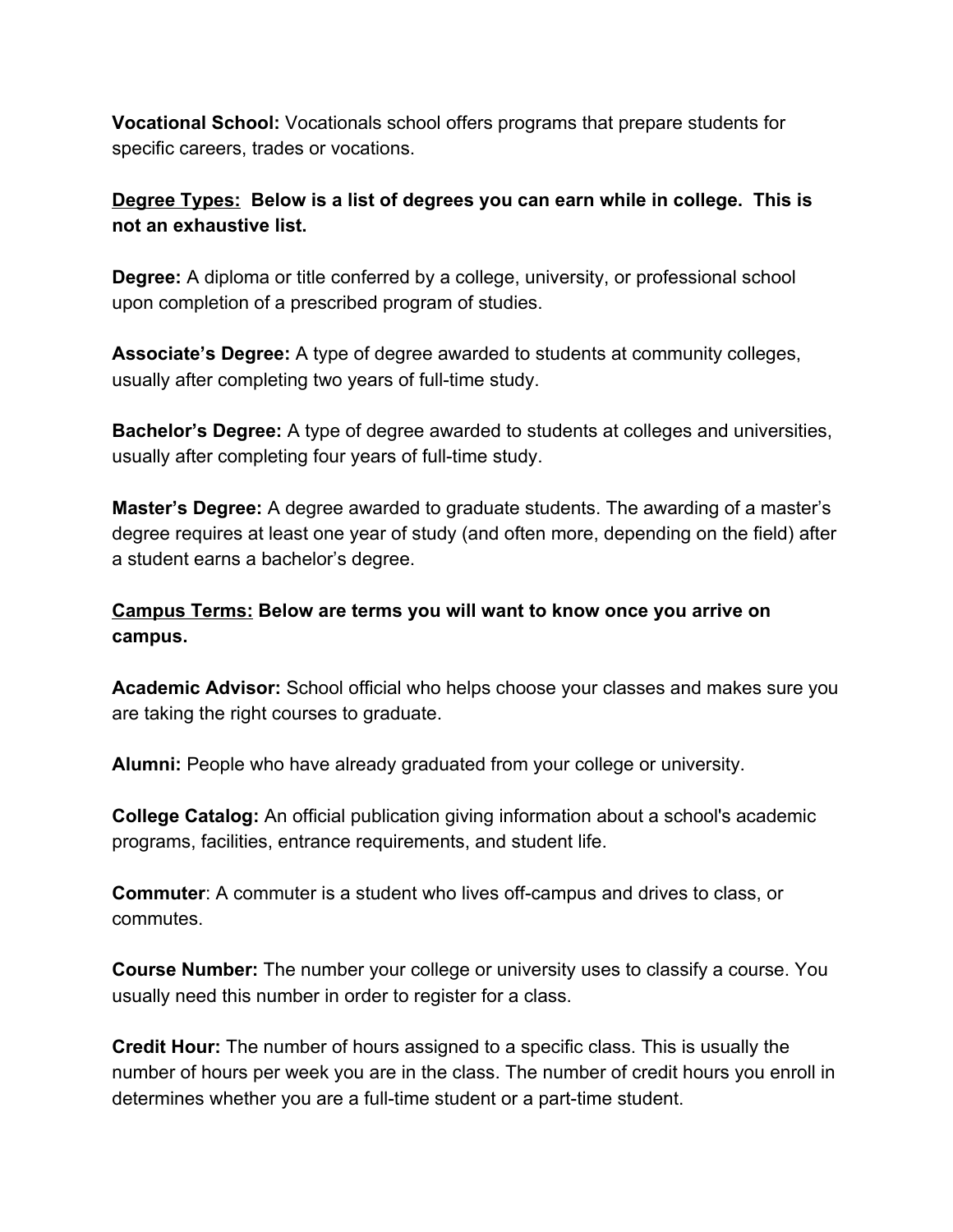**Vocational School:** Vocationals school offers programs that prepare students for specific careers, trades or vocations.

**Degree Types: Below is a list of degrees you can earn while in college. This is not an exhaustive list.**

**Degree:** A diploma or title conferred by a college, university, or professional school upon completion of a prescribed program of studies.

**Associate's Degree:** A type of degree awarded to students at community colleges, usually after completing two years of full-time study.

**Bachelor's Degree:** A type of degree awarded to students at colleges and universities, usually after completing four years of full-time study.

**Master's Degree:** A degree awarded to graduate students. The awarding of a master's degree requires at least one year of study (and often more, depending on the field) after a student earns a bachelor's degree.

**Campus Terms: Below are terms you will want to know once you arrive on campus.**

**Academic Advisor:** School official who helps choose your classes and makes sure you are taking the right courses to graduate.

**Alumni:** People who have already graduated from your college or university.

**College Catalog:** An official publication giving information about a school's academic programs, facilities, entrance requirements, and student life.

**Commuter**: A commuter is a student who lives off-campus and drives to class, or commutes.

**Course Number:** The number your college or university uses to classify a course. You usually need this number in order to register for a class.

**Credit Hour:** The number of hours assigned to a specific class. This is usually the number of hours per week you are in the class. The number of credit hours you enroll in determines whether you are a full-time student or a part-time student.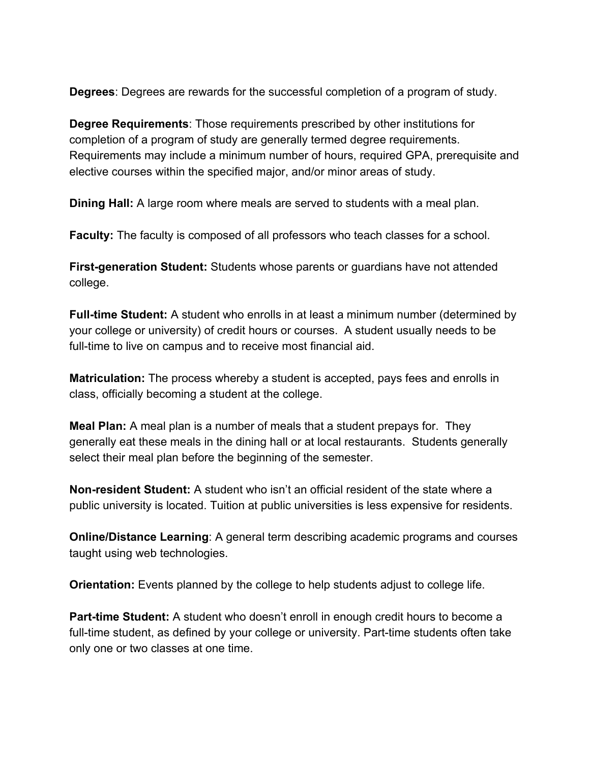**Degrees**: Degrees are rewards for the successful completion of a program of study.

**Degree Requirements**: Those requirements prescribed by other institutions for completion of a program of study are generally termed degree requirements. Requirements may include a minimum number of hours, required GPA, prerequisite and elective courses within the specified major, and/or minor areas of study.

**Dining Hall:** A large room where meals are served to students with a meal plan.

**Faculty:** The faculty is composed of all professors who teach classes for a school.

**First-generation Student:** Students whose parents or guardians have not attended college.

**Full-time Student:** A student who enrolls in at least a minimum number (determined by your college or university) of credit hours or courses. A student usually needs to be full-time to live on campus and to receive most financial aid.

**Matriculation:** The process whereby a student is accepted, pays fees and enrolls in class, officially becoming a student at the college.

**Meal Plan:** A meal plan is a number of meals that a student prepays for. They generally eat these meals in the dining hall or at local restaurants. Students generally select their meal plan before the beginning of the semester.

**Non-resident Student:** A student who isn't an official resident of the state where a public university is located. Tuition at public universities is less expensive for residents.

**Online/Distance Learning**: A general term describing academic programs and courses taught using web technologies.

**Orientation:** Events planned by the college to help students adjust to college life.

**Part-time Student:** A student who doesn't enroll in enough credit hours to become a full-time student, as defined by your college or university. Part-time students often take only one or two classes at one time.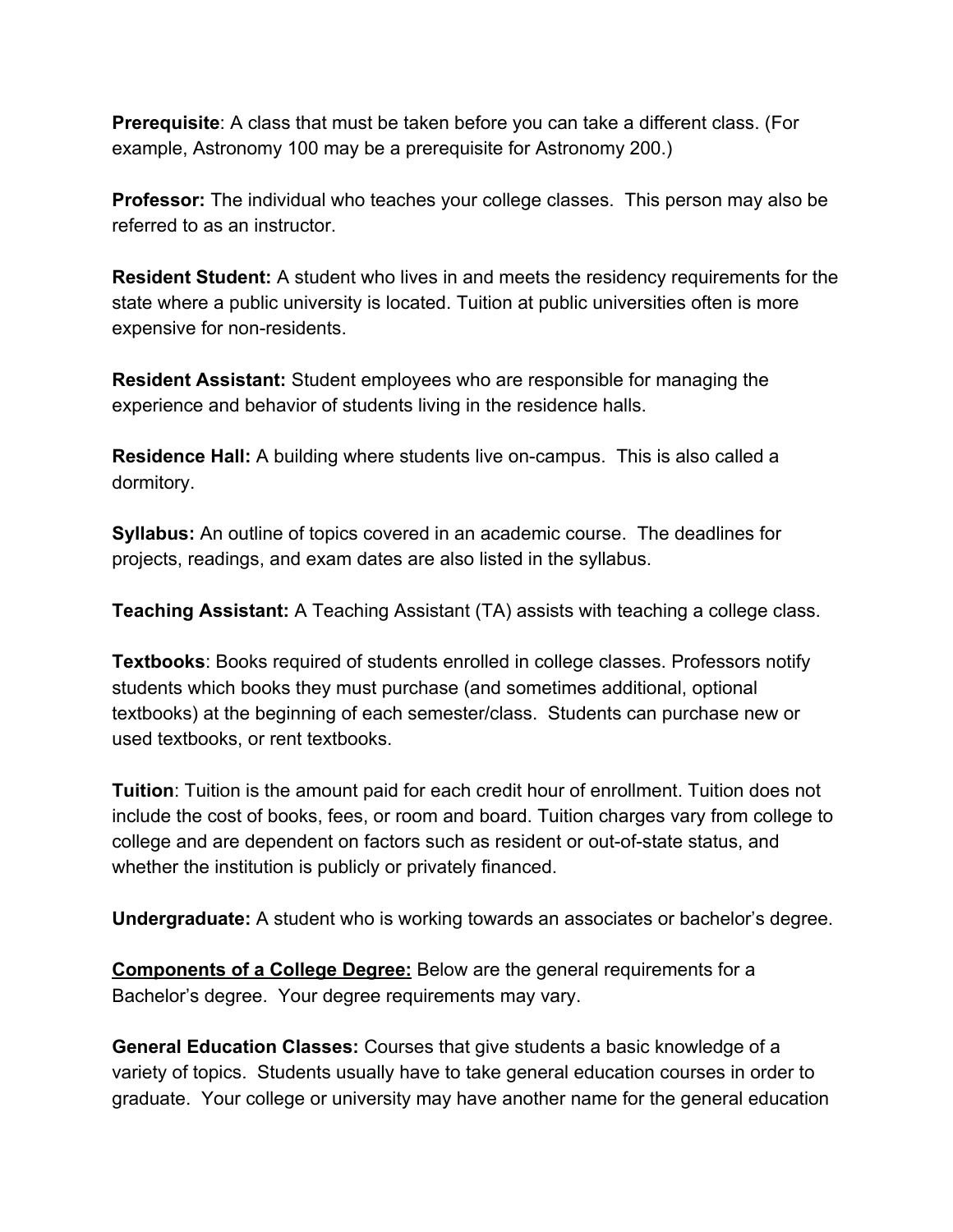**Prerequisite**: A class that must be taken before you can take a different class. (For example, Astronomy 100 may be a prerequisite for Astronomy 200.)

**Professor:** The individual who teaches your college classes. This person may also be referred to as an instructor.

**Resident Student:** A student who lives in and meets the residency requirements for the state where a public university is located. Tuition at public universities often is more expensive for non-residents.

**Resident Assistant:** Student employees who are responsible for managing the experience and behavior of students living in the residence halls.

**Residence Hall:** A building where students live on-campus. This is also called a dormitory.

**Syllabus:** An outline of topics covered in an academic course. The deadlines for projects, readings, and exam dates are also listed in the syllabus.

**Teaching Assistant:** A Teaching Assistant (TA) assists with teaching a college class.

**Textbooks**: Books required of students enrolled in college classes. Professors notify students which books they must purchase (and sometimes additional, optional textbooks) at the beginning of each semester/class. Students can purchase new or used textbooks, or rent textbooks.

**Tuition**: Tuition is the amount paid for each credit hour of enrollment. Tuition does not include the cost of books, fees, or room and board. Tuition charges vary from college to college and are dependent on factors such as resident or out-of-state status, and whether the institution is publicly or privately financed.

**Undergraduate:** A student who is working towards an associates or bachelor's degree.

<u>**Components of a College Degree:**</u> Below are the general requirements for a Bachelor's degree. Your degree requirements may vary.

**General Education Classes:** Courses that give students a basic knowledge of a variety of topics. Students usually have to take general education courses in order to graduate. Your college or university may have another name for the general education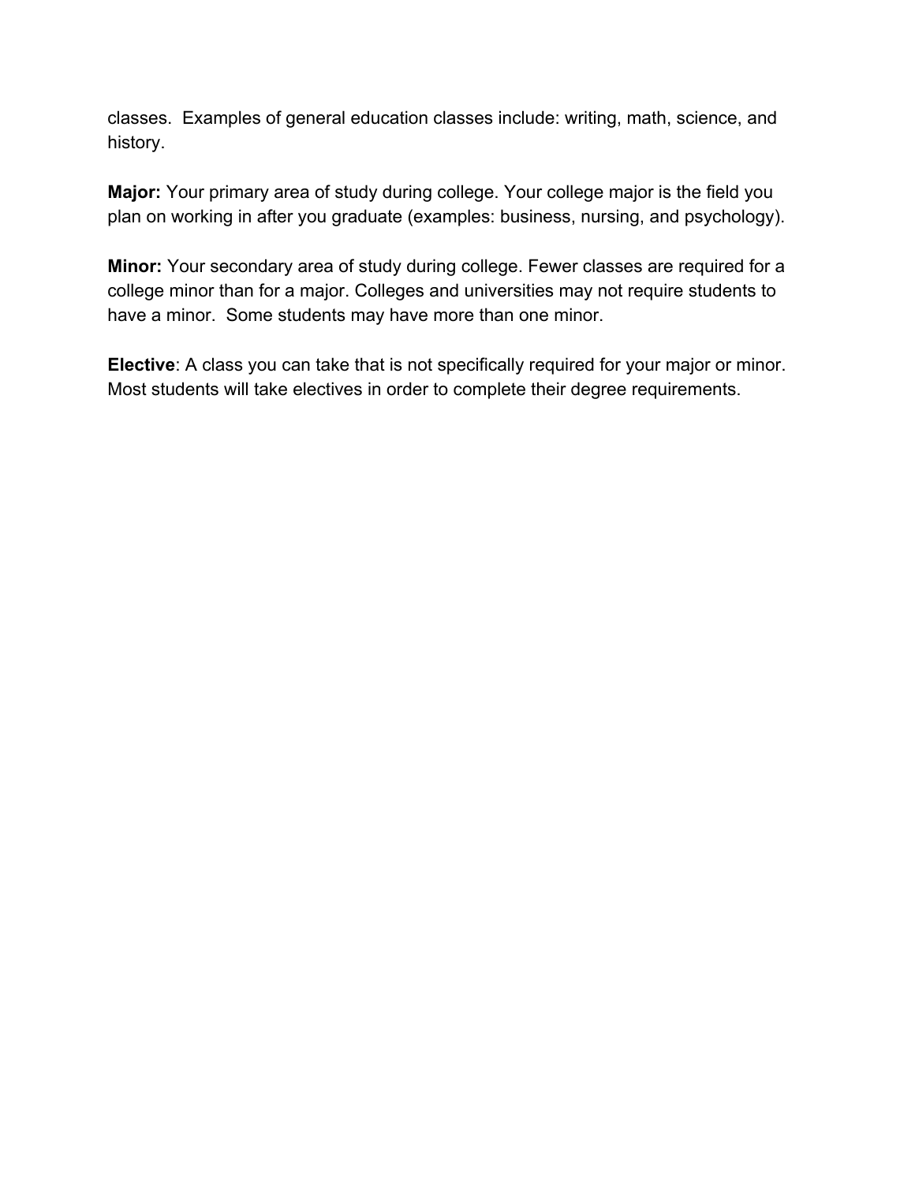classes. Examples of general education classes include: writing, math, science, and history.

**Major:** Your primary area of study during college. Your college major is the field you plan on working in after you graduate (examples: business, nursing, and psychology).

**Minor:** Your secondary area of study during college. Fewer classes are required for a college minor than for a major. Colleges and universities may not require students to have a minor. Some students may have more than one minor.

**Elective**: A class you can take that is not specifically required for your major or minor. Most students will take electives in order to complete their degree requirements.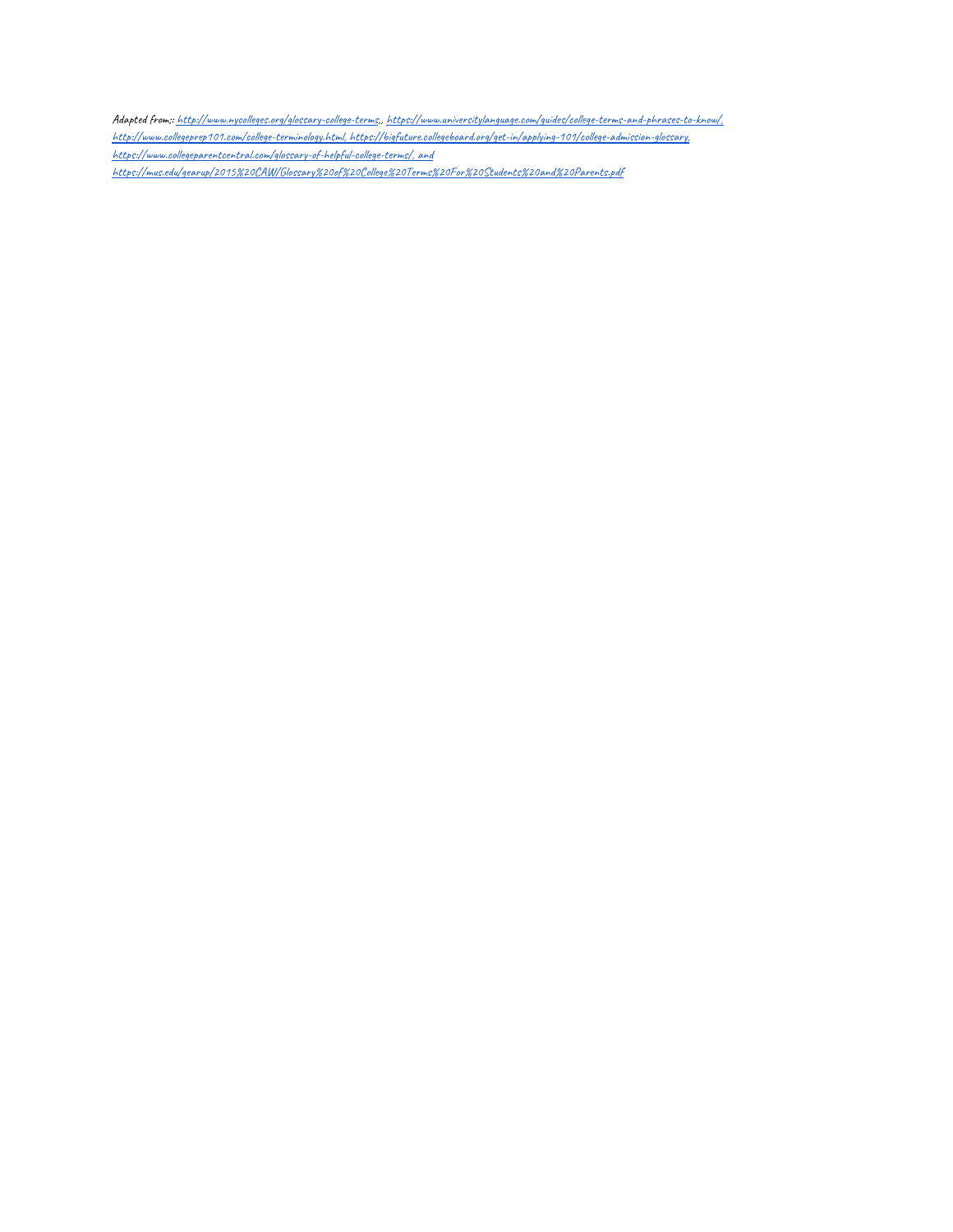*Adapted from;: http://www.nycolleges.org/glossary-college-terms., https://www.universitylanguage.com/guides/college-terms-and-phrases-to-know/, http://www.collegeprep101.com/college-terminology.html, https://bigfuture.collegeboard.org/get-in/applying-101/college-admission-glossary, https://www.collegeparentcentral.com/glossary-of-helpful-college-terms/, and https://mus.edu/gearup/2015%20CAW/Glossary%20of%20College%20Terms%20For%20Students%20and%20Parents.pdf*